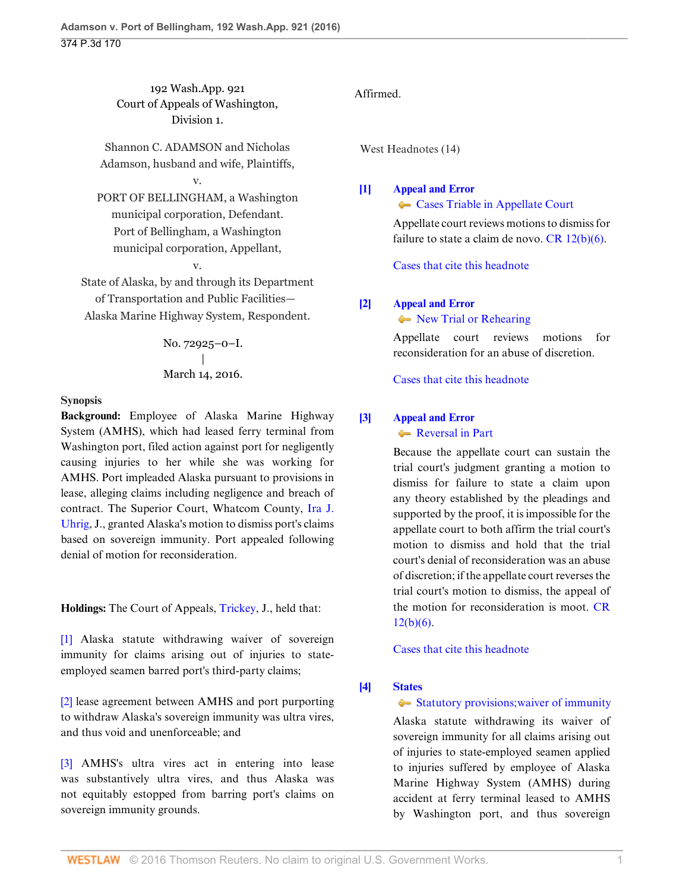192 Wash.App. 921
Court of Appeals of Washington,
Division 1.

Shannon C. ADAMSON and Nicholas Adamson, husband and wife, Plaintiffs,
v.
PORT OF BELLINGHAM, a Washington municipal corporation, Defendant.
Port of Bellingham, a Washington municipal corporation, Appellant,
v.
State of Alaska, by and through its Department of Transportation and Public Facilities—Alaska Marine Highway System, Respondent.

No. 72925–0–I.
|
March 14, 2016.

**Synopsis**

**Background:** Employee of Alaska Marine Highway System (AMHS), which had leased ferry terminal from Washington port, filed action against port for negligently causing injuries to her while she was working for AMHS. Port impleaded Alaska pursuant to provisions in lease, alleging claims including negligence and breach of contract. The Superior Court, Whatcom County, Ira J. Uhrig, J., granted Alaska's motion to dismiss port's claims based on sovereign immunity. Port appealed following denial of motion for reconsideration.

**Holdings:** The Court of Appeals, Trickey, J., held that:

[1] Alaska statute withdrawing waiver of sovereign immunity for claims arising out of injuries to state-employed seamen barred port's third-party claims;

[2] lease agreement between AMHS and port purporting to withdraw Alaska's sovereign immunity was ultra vires, and thus void and unenforceable; and

[3] AMHS's ultra vires act in entering into lease was substantively ultra vires, and thus Alaska was not equitably estopped from barring port's claims on sovereign immunity grounds.

Affirmed.

West Headnotes (14)

**[1] Appeal and Error**
Cases Triable in Appellate Court

Appellate court reviews motions to dismiss for failure to state a claim de novo. CR 12(b)(6).

Cases that cite this headnote

**[2] Appeal and Error**
New Trial or Rehearing

Appellate court reviews motions for reconsideration for an abuse of discretion.

Cases that cite this headnote

**[3] Appeal and Error**
Reversal in Part

Because the appellate court can sustain the trial court's judgment granting a motion to dismiss for failure to state a claim upon any theory established by the pleadings and supported by the proof, it is impossible for the appellate court to both affirm the trial court's motion to dismiss and hold that the trial court's denial of reconsideration was an abuse of discretion; if the appellate court reverses the trial court's motion to dismiss, the appeal of the motion for reconsideration is moot. CR 12(b)(6).

Cases that cite this headnote

**[4] States**
Statutory provisions; waiver of immunity

Alaska statute withdrawing its waiver of sovereign immunity for all claims arising out of injuries to state-employed seamen applied to injuries suffered by employee of Alaska Marine Highway System (AMHS) during accident at ferry terminal leased to AMHS by Washington port, and thus sovereign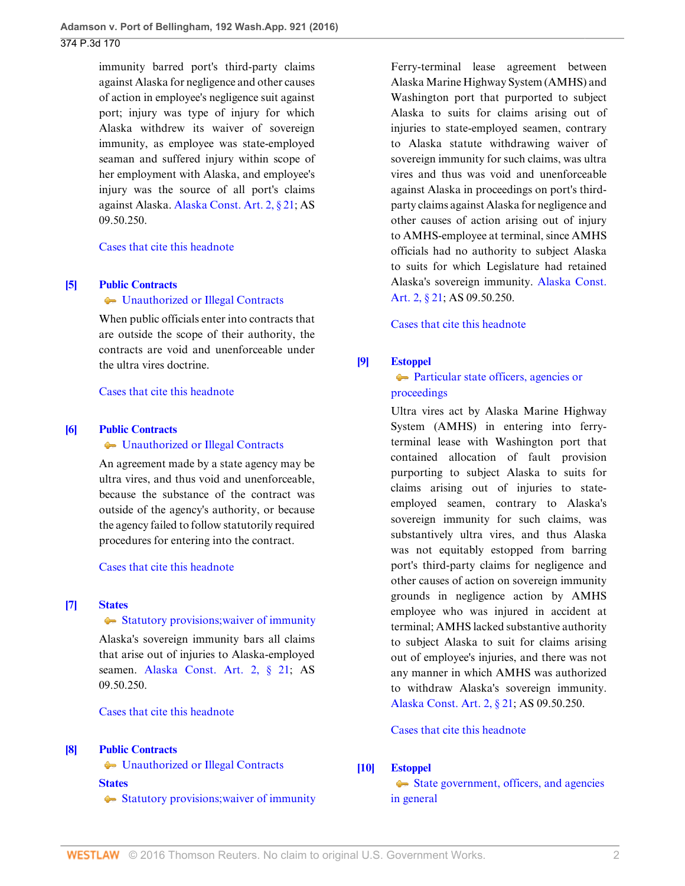immunity barred port's third-party claims against Alaska for negligence and other causes of action in employee's negligence suit against port; injury was type of injury for which Alaska withdrew its waiver of sovereign immunity, as employee was state-employed seaman and suffered injury within scope of her employment with Alaska, and employee's injury was the source of all port's claims against Alaska. Alaska Const. Art. 2, § 21; AS 09.50.250.

Cases that cite this headnote

**[5] Public Contracts**
Unauthorized or Illegal Contracts

When public officials enter into contracts that are outside the scope of their authority, the contracts are void and unenforceable under the ultra vires doctrine.

Cases that cite this headnote

**[6] Public Contracts**
Unauthorized or Illegal Contracts

An agreement made by a state agency may be ultra vires, and thus void and unenforceable, because the substance of the contract was outside of the agency's authority, or because the agency failed to follow statutorily required procedures for entering into the contract.

Cases that cite this headnote

**[7] States**
Statutory provisions;waiver of immunity

Alaska's sovereign immunity bars all claims that arise out of injuries to Alaska-employed seamen. Alaska Const. Art. 2, § 21; AS 09.50.250.

Cases that cite this headnote

**[8] Public Contracts**
Unauthorized or Illegal Contracts

**States**
Statutory provisions;waiver of immunity

Ferry-terminal lease agreement between Alaska Marine Highway System (AMHS) and Washington port that purported to subject Alaska to suits for claims arising out of injuries to state-employed seamen, contrary to Alaska statute withdrawing waiver of sovereign immunity for such claims, was ultra vires and thus was void and unenforceable against Alaska in proceedings on port's third-party claims against Alaska for negligence and other causes of action arising out of injury to AMHS-employee at terminal, since AMHS officials had no authority to subject Alaska to suits for which Legislature had retained Alaska's sovereign immunity. Alaska Const. Art. 2, § 21; AS 09.50.250.

Cases that cite this headnote

**[9] Estoppel**
Particular state officers, agencies or proceedings

Ultra vires act by Alaska Marine Highway System (AMHS) in entering into ferry-terminal lease with Washington port that contained allocation of fault provision purporting to subject Alaska to suits for claims arising out of injuries to state-employed seamen, contrary to Alaska's sovereign immunity for such claims, was substantively ultra vires, and thus Alaska was not equitably estopped from barring port's third-party claims for negligence and other causes of action on sovereign immunity grounds in negligence action by AMHS employee who was injured in accident at terminal; AMHS lacked substantive authority to subject Alaska to suit for claims arising out of employee's injuries, and there was not any manner in which AMHS was authorized to withdraw Alaska's sovereign immunity. Alaska Const. Art. 2, § 21; AS 09.50.250.

Cases that cite this headnote

**[10] Estoppel**
State government, officers, and agencies in general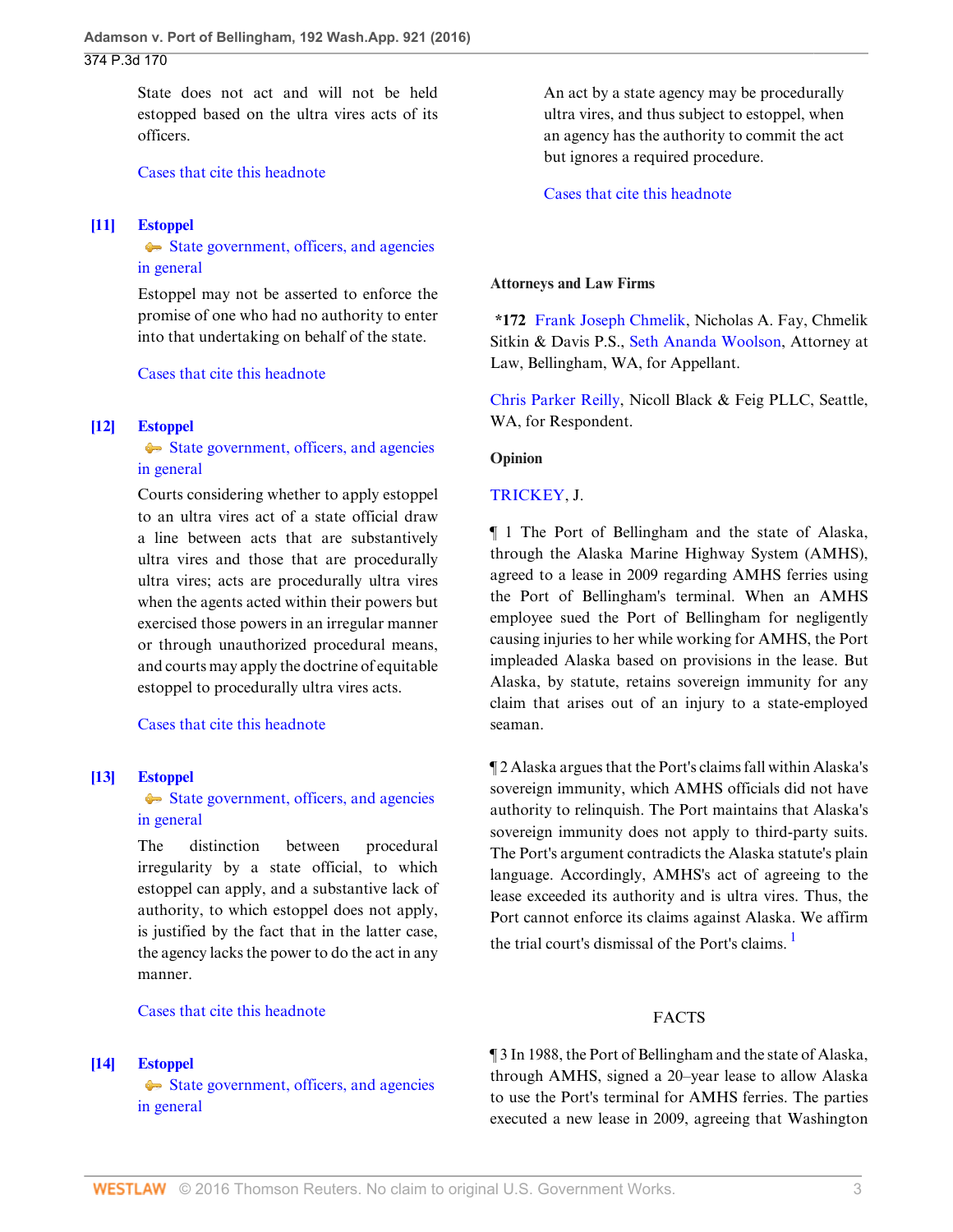State does not act and will not be held estopped based on the ultra vires acts of its officers.

Cases that cite this headnote

**[11]** **Estoppel**
State government, officers, and agencies in general

Estoppel may not be asserted to enforce the promise of one who had no authority to enter into that undertaking on behalf of the state.

Cases that cite this headnote

**[12]** **Estoppel**
State government, officers, and agencies in general

Courts considering whether to apply estoppel to an ultra vires act of a state official draw a line between acts that are substantively ultra vires and those that are procedurally ultra vires; acts are procedurally ultra vires when the agents acted within their powers but exercised those powers in an irregular manner or through unauthorized procedural means, and courts may apply the doctrine of equitable estoppel to procedurally ultra vires acts.

Cases that cite this headnote

**[13]** **Estoppel**
State government, officers, and agencies in general

The distinction between procedural irregularity by a state official, to which estoppel can apply, and a substantive lack of authority, to which estoppel does not apply, is justified by the fact that in the latter case, the agency lacks the power to do the act in any manner.

Cases that cite this headnote

**[14]** **Estoppel**
State government, officers, and agencies in general

An act by a state agency may be procedurally ultra vires, and thus subject to estoppel, when an agency has the authority to commit the act but ignores a required procedure.

Cases that cite this headnote

**Attorneys and Law Firms**

***172** Frank Joseph Chmelik, Nicholas A. Fay, Chmelik Sitkin & Davis P.S., Seth Ananda Woolson, Attorney at Law, Bellingham, WA, for Appellant.

Chris Parker Reilly, Nicoll Black & Feig PLLC, Seattle, WA, for Respondent.

**Opinion**

TRICKEY, J.

¶ 1 The Port of Bellingham and the state of Alaska, through the Alaska Marine Highway System (AMHS), agreed to a lease in 2009 regarding AMHS ferries using the Port of Bellingham's terminal. When an AMHS employee sued the Port of Bellingham for negligently causing injuries to her while working for AMHS, the Port impleaded Alaska based on provisions in the lease. But Alaska, by statute, retains sovereign immunity for any claim that arises out of an injury to a state-employed seaman.

¶ 2 Alaska argues that the Port's claims fall within Alaska's sovereign immunity, which AMHS officials did not have authority to relinquish. The Port maintains that Alaska's sovereign immunity does not apply to third-party suits. The Port's argument contradicts the Alaska statute's plain language. Accordingly, AMHS's act of agreeing to the lease exceeded its authority and is ultra vires. Thus, the Port cannot enforce its claims against Alaska. We affirm the trial court's dismissal of the Port's claims. [1]

## FACTS

¶ 3 In 1988, the Port of Bellingham and the state of Alaska, through AMHS, signed a 20–year lease to allow Alaska to use the Port's terminal for AMHS ferries. The parties executed a new lease in 2009, agreeing that Washington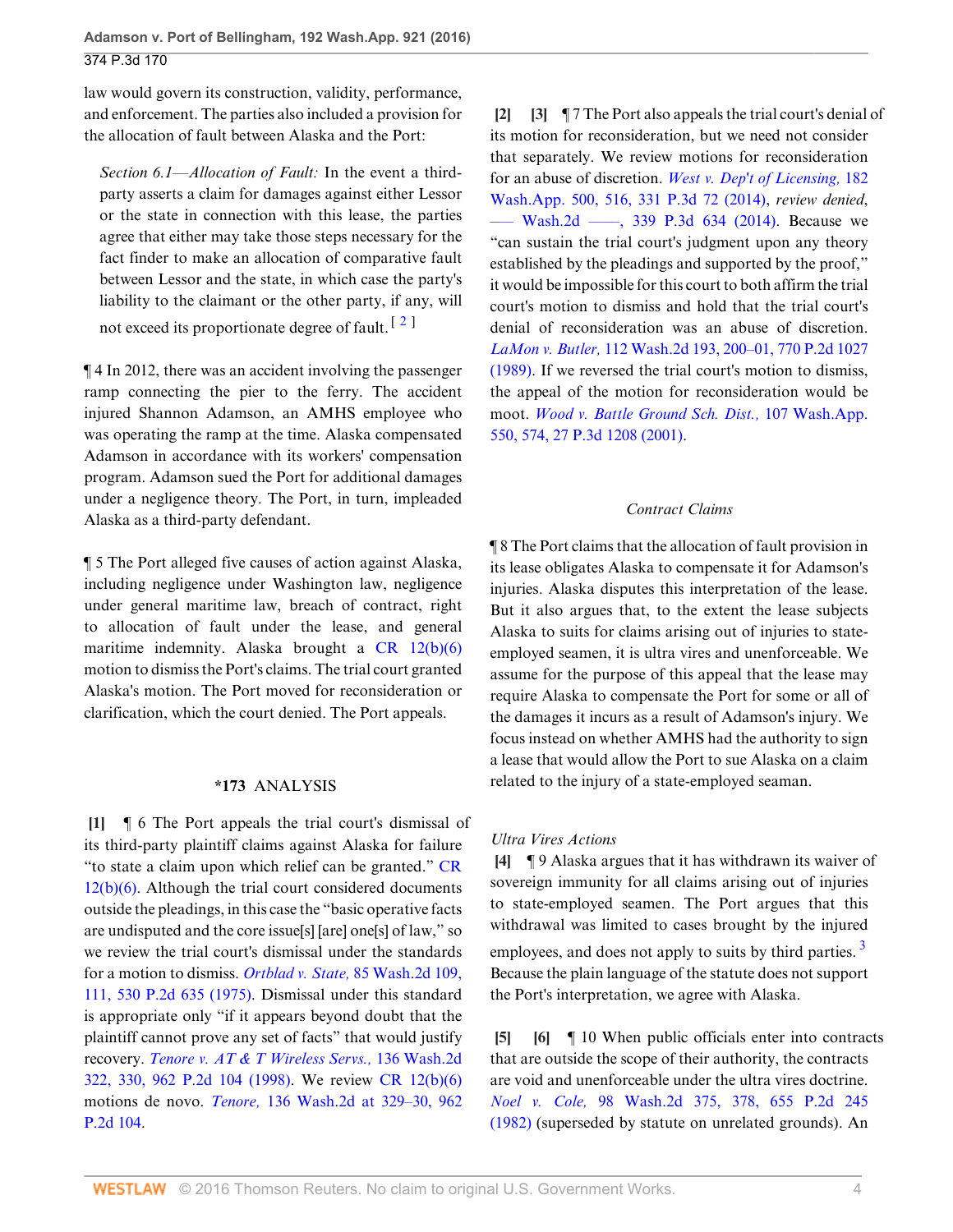law would govern its construction, validity, performance, and enforcement. The parties also included a provision for the allocation of fault between Alaska and the Port:

> *Section 6.1—Allocation of Fault:* In the event a third-party asserts a claim for damages against either Lessor or the state in connection with this lease, the parties agree that either may take those steps necessary for the fact finder to make an allocation of comparative fault between Lessor and the state, in which case the party's liability to the claimant or the other party, if any, will not exceed its proportionate degree of fault. [2]

¶ 4 In 2012, there was an accident involving the passenger ramp connecting the pier to the ferry. The accident injured Shannon Adamson, an AMHS employee who was operating the ramp at the time. Alaska compensated Adamson in accordance with its workers' compensation program. Adamson sued the Port for additional damages under a negligence theory. The Port, in turn, impleaded Alaska as a third-party defendant.

¶ 5 The Port alleged five causes of action against Alaska, including negligence under Washington law, negligence under general maritime law, breach of contract, right to allocation of fault under the lease, and general maritime indemnity. Alaska brought a CR 12(b)(6) motion to dismiss the Port's claims. The trial court granted Alaska's motion. The Port moved for reconsideration or clarification, which the court denied. The Port appeals.

## *173 ANALYSIS

**[1]** ¶ 6 The Port appeals the trial court's dismissal of its third-party plaintiff claims against Alaska for failure "to state a claim upon which relief can be granted." CR 12(b)(6). Although the trial court considered documents outside the pleadings, in this case the "basic operative facts are undisputed and the core issue[s] [are] one[s] of law," so we review the trial court's dismissal under the standards for a motion to dismiss. *Ortblad v. State,* 85 Wash.2d 109, 111, 530 P.2d 635 (1975). Dismissal under this standard is appropriate only "if it appears beyond doubt that the plaintiff cannot prove any set of facts" that would justify recovery. *Tenore v. AT & T Wireless Servs.,* 136 Wash.2d 322, 330, 962 P.2d 104 (1998). We review CR 12(b)(6) motions de novo. *Tenore,* 136 Wash.2d at 329–30, 962 P.2d 104.

**[2]** **[3]** ¶ 7 The Port also appeals the trial court's denial of its motion for reconsideration, but we need not consider that separately. We review motions for reconsideration for an abuse of discretion. *West v. Dep't of Licensing,* 182 Wash.App. 500, 516, 331 P.3d 72 (2014), *review denied*, ––– Wash.2d ––––, 339 P.3d 634 (2014). Because we "can sustain the trial court's judgment upon any theory established by the pleadings and supported by the proof," it would be impossible for this court to both affirm the trial court's motion to dismiss and hold that the trial court's denial of reconsideration was an abuse of discretion. *LaMon v. Butler,* 112 Wash.2d 193, 200–01, 770 P.2d 1027 (1989). If we reversed the trial court's motion to dismiss, the appeal of the motion for reconsideration would be moot. *Wood v. Battle Ground Sch. Dist.,* 107 Wash.App. 550, 574, 27 P.3d 1208 (2001).

### *Contract Claims*

¶ 8 The Port claims that the allocation of fault provision in its lease obligates Alaska to compensate it for Adamson's injuries. Alaska disputes this interpretation of the lease. But it also argues that, to the extent the lease subjects Alaska to suits for claims arising out of injuries to state-employed seamen, it is ultra vires and unenforceable. We assume for the purpose of this appeal that the lease may require Alaska to compensate the Port for some or all of the damages it incurs as a result of Adamson's injury. We focus instead on whether AMHS had the authority to sign a lease that would allow the Port to sue Alaska on a claim related to the injury of a state-employed seaman.

#### *Ultra Vires Actions*

**[4]** ¶ 9 Alaska argues that it has withdrawn its waiver of sovereign immunity for all claims arising out of injuries to state-employed seamen. The Port argues that this withdrawal was limited to cases brought by the injured employees, and does not apply to suits by third parties. [3] Because the plain language of the statute does not support the Port's interpretation, we agree with Alaska.

**[5]** **[6]** ¶ 10 When public officials enter into contracts that are outside the scope of their authority, the contracts are void and unenforceable under the ultra vires doctrine. *Noel v. Cole,* 98 Wash.2d 375, 378, 655 P.2d 245 (1982) (superseded by statute on unrelated grounds). An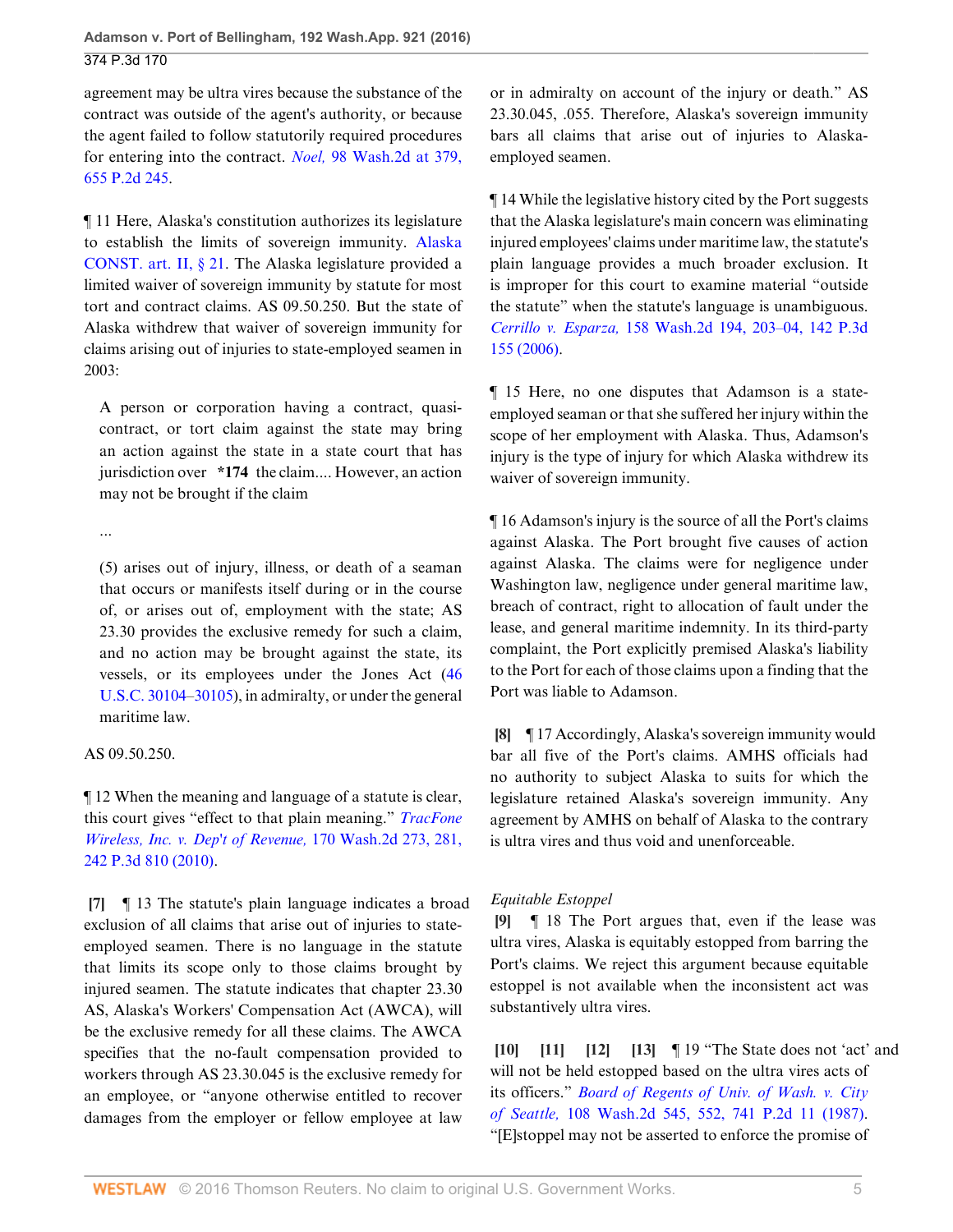agreement may be ultra vires because the substance of the contract was outside of the agent's authority, or because the agent failed to follow statutorily required procedures for entering into the contract. *Noel,* 98 Wash.2d at 379, 655 P.2d 245.

¶ 11 Here, Alaska's constitution authorizes its legislature to establish the limits of sovereign immunity. Alaska CONST. art. II, § 21. The Alaska legislature provided a limited waiver of sovereign immunity by statute for most tort and contract claims. AS 09.50.250. But the state of Alaska withdrew that waiver of sovereign immunity for claims arising out of injuries to state-employed seamen in 2003:

> A person or corporation having a contract, quasi-contract, or tort claim against the state may bring an action against the state in a state court that has jurisdiction over **\*174** the claim.... However, an action may not be brought if the claim
>
> ...
>
> (5) arises out of injury, illness, or death of a seaman that occurs or manifests itself during or in the course of, or arises out of, employment with the state; AS 23.30 provides the exclusive remedy for such a claim, and no action may be brought against the state, its vessels, or its employees under the Jones Act (46 U.S.C. 30104–30105), in admiralty, or under the general maritime law.

AS 09.50.250.

¶ 12 When the meaning and language of a statute is clear, this court gives "effect to that plain meaning." *TracFone Wireless, Inc. v. Dep't of Revenue,* 170 Wash.2d 273, 281, 242 P.3d 810 (2010).

**[7]** ¶ 13 The statute's plain language indicates a broad exclusion of all claims that arise out of injuries to state-employed seamen. There is no language in the statute that limits its scope only to those claims brought by injured seamen. The statute indicates that chapter 23.30 AS, Alaska's Workers' Compensation Act (AWCA), will be the exclusive remedy for all these claims. The AWCA specifies that the no-fault compensation provided to workers through AS 23.30.045 is the exclusive remedy for an employee, or "anyone otherwise entitled to recover damages from the employer or fellow employee at law or in admiralty on account of the injury or death." AS 23.30.045, .055. Therefore, Alaska's sovereign immunity bars all claims that arise out of injuries to Alaska-employed seamen.

¶ 14 While the legislative history cited by the Port suggests that the Alaska legislature's main concern was eliminating injured employees' claims under maritime law, the statute's plain language provides a much broader exclusion. It is improper for this court to examine material "outside the statute" when the statute's language is unambiguous. *Cerrillo v. Esparza,* 158 Wash.2d 194, 203–04, 142 P.3d 155 (2006).

¶ 15 Here, no one disputes that Adamson is a state-employed seaman or that she suffered her injury within the scope of her employment with Alaska. Thus, Adamson's injury is the type of injury for which Alaska withdrew its waiver of sovereign immunity.

¶ 16 Adamson's injury is the source of all the Port's claims against Alaska. The Port brought five causes of action against Alaska. The claims were for negligence under Washington law, negligence under general maritime law, breach of contract, right to allocation of fault under the lease, and general maritime indemnity. In its third-party complaint, the Port explicitly premised Alaska's liability to the Port for each of those claims upon a finding that the Port was liable to Adamson.

**[8]** ¶ 17 Accordingly, Alaska's sovereign immunity would bar all five of the Port's claims. AMHS officials had no authority to subject Alaska to suits for which the legislature retained Alaska's sovereign immunity. Any agreement by AMHS on behalf of Alaska to the contrary is ultra vires and thus void and unenforceable.

*Equitable Estoppel*

**[9]** ¶ 18 The Port argues that, even if the lease was ultra vires, Alaska is equitably estopped from barring the Port's claims. We reject this argument because equitable estoppel is not available when the inconsistent act was substantively ultra vires.

**[10]** **[11]** **[12]** **[13]** ¶ 19 "The State does not 'act' and will not be held estopped based on the ultra vires acts of its officers." *Board of Regents of Univ. of Wash. v. City of Seattle,* 108 Wash.2d 545, 552, 741 P.2d 11 (1987). "[E]stoppel may not be asserted to enforce the promise of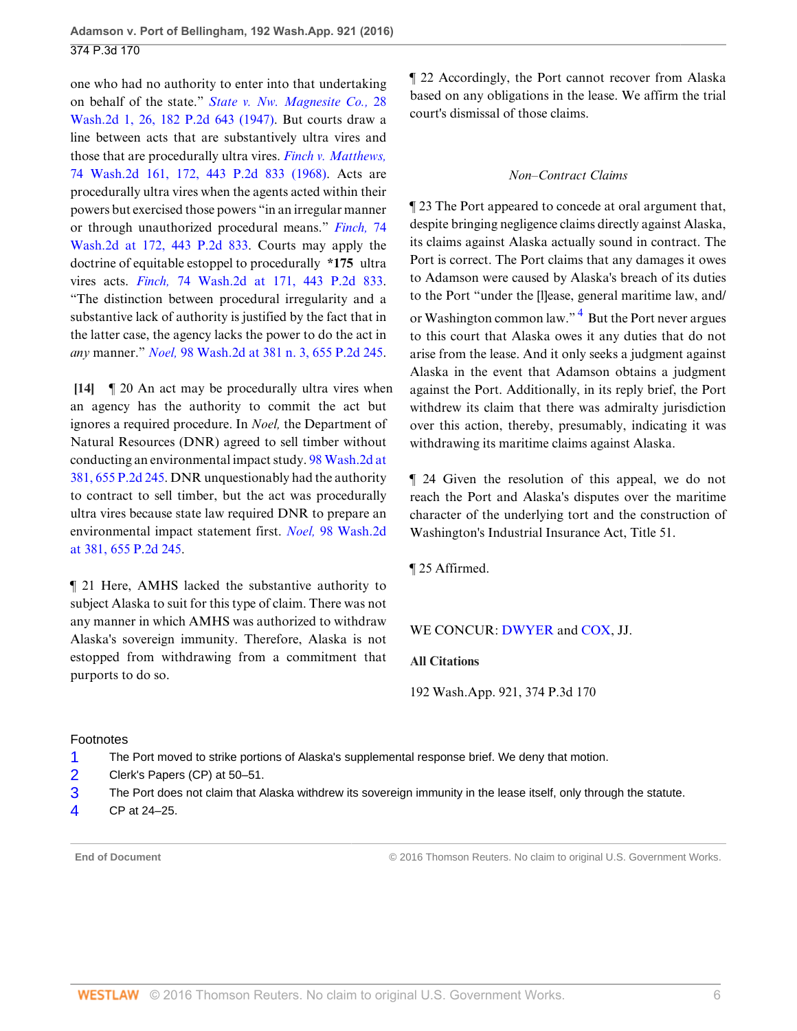one who had no authority to enter into that undertaking on behalf of the state." *State v. Nw. Magnesite Co.,* 28 Wash.2d 1, 26, 182 P.2d 643 (1947). But courts draw a line between acts that are substantively ultra vires and those that are procedurally ultra vires. *Finch v. Matthews,* 74 Wash.2d 161, 172, 443 P.2d 833 (1968). Acts are procedurally ultra vires when the agents acted within their powers but exercised those powers "in an irregular manner or through unauthorized procedural means." *Finch,* 74 Wash.2d at 172, 443 P.2d 833. Courts may apply the doctrine of equitable estoppel to procedurally **\*175** ultra vires acts. *Finch,* 74 Wash.2d at 171, 443 P.2d 833. "The distinction between procedural irregularity and a substantive lack of authority is justified by the fact that in the latter case, the agency lacks the power to do the act in *any* manner." *Noel,* 98 Wash.2d at 381 n. 3, 655 P.2d 245.

**[14]** ¶ 20 An act may be procedurally ultra vires when an agency has the authority to commit the act but ignores a required procedure. In *Noel,* the Department of Natural Resources (DNR) agreed to sell timber without conducting an environmental impact study. 98 Wash.2d at 381, 655 P.2d 245. DNR unquestionably had the authority to contract to sell timber, but the act was procedurally ultra vires because state law required DNR to prepare an environmental impact statement first. *Noel,* 98 Wash.2d at 381, 655 P.2d 245.

¶ 21 Here, AMHS lacked the substantive authority to subject Alaska to suit for this type of claim. There was not any manner in which AMHS was authorized to withdraw Alaska's sovereign immunity. Therefore, Alaska is not estopped from withdrawing from a commitment that purports to do so.

¶ 22 Accordingly, the Port cannot recover from Alaska based on any obligations in the lease. We affirm the trial court's dismissal of those claims.

### *Non–Contract Claims*

¶ 23 The Port appeared to concede at oral argument that, despite bringing negligence claims directly against Alaska, its claims against Alaska actually sound in contract. The Port is correct. The Port claims that any damages it owes to Adamson were caused by Alaska's breach of its duties to the Port "under the [l]ease, general maritime law, and/or Washington common law."[4] But the Port never argues to this court that Alaska owes it any duties that do not arise from the lease. And it only seeks a judgment against Alaska in the event that Adamson obtains a judgment against the Port. Additionally, in its reply brief, the Port withdrew its claim that there was admiralty jurisdiction over this action, thereby, presumably, indicating it was withdrawing its maritime claims against Alaska.

¶ 24 Given the resolution of this appeal, we do not reach the Port and Alaska's disputes over the maritime character of the underlying tort and the construction of Washington's Industrial Insurance Act, Title 51.

¶ 25 Affirmed.

WE CONCUR: DWYER and COX, JJ.

**All Citations**

192 Wash.App. 921, 374 P.3d 170

## Footnotes

1. The Port moved to strike portions of Alaska's supplemental response brief. We deny that motion.
2. Clerk's Papers (CP) at 50–51.
3. The Port does not claim that Alaska withdrew its sovereign immunity in the lease itself, only through the statute.
4. CP at 24–25.

**End of Document** © 2016 Thomson Reuters. No claim to original U.S. Government Works.